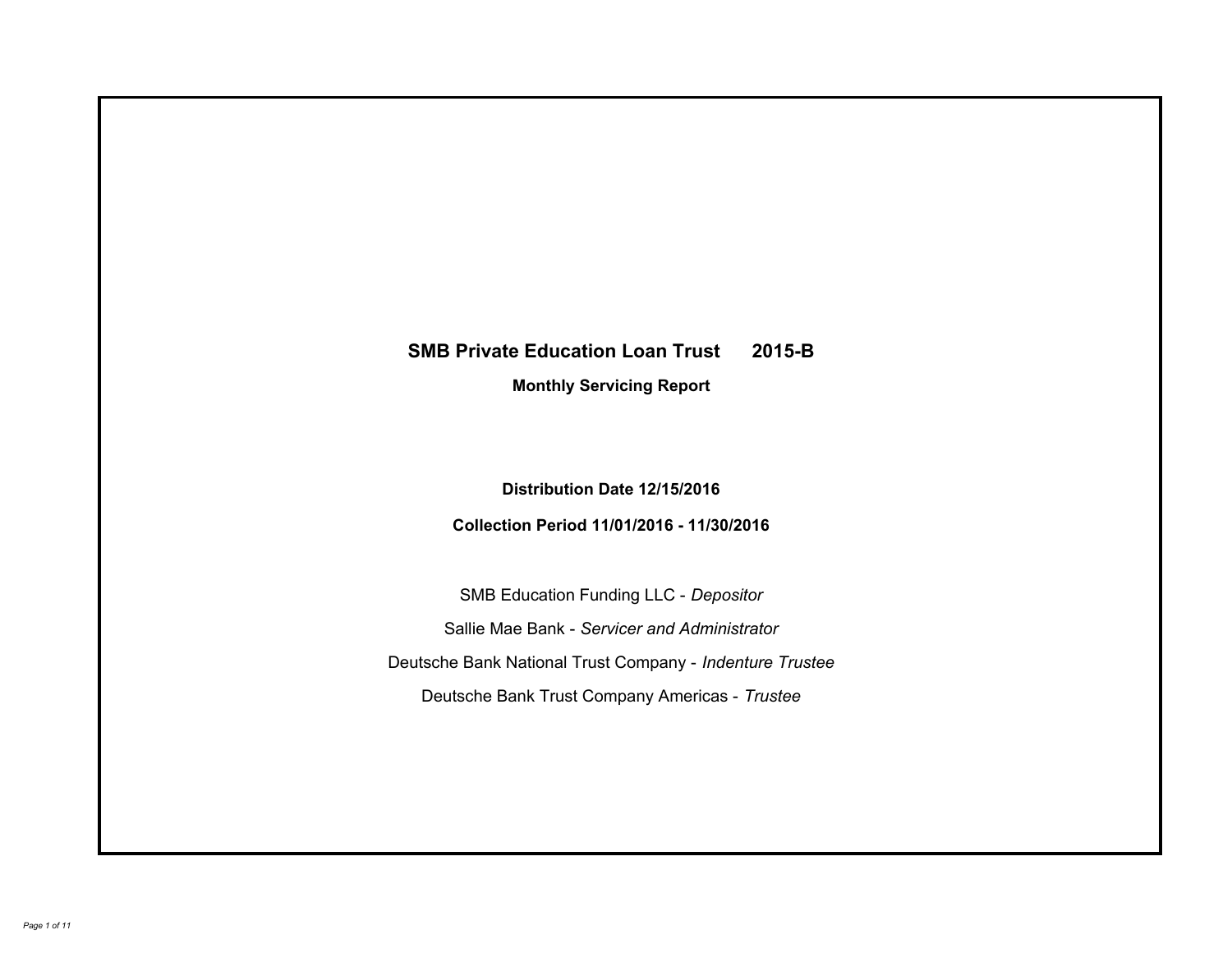# SMB Private Education Loan Trust 2015-B

**Monthly Servicing Report**

**Distribution Date 12/15/2016**

**Collection Period 11/01/2016 - 11/30/2016**

SMB Education Funding LLC - *Depositor*

Sallie Mae Bank - *Servicer and Administrator*

Deutsche Bank National Trust Company - *Indenture Trustee*

Deutsche Bank Trust Company Americas - *Trustee*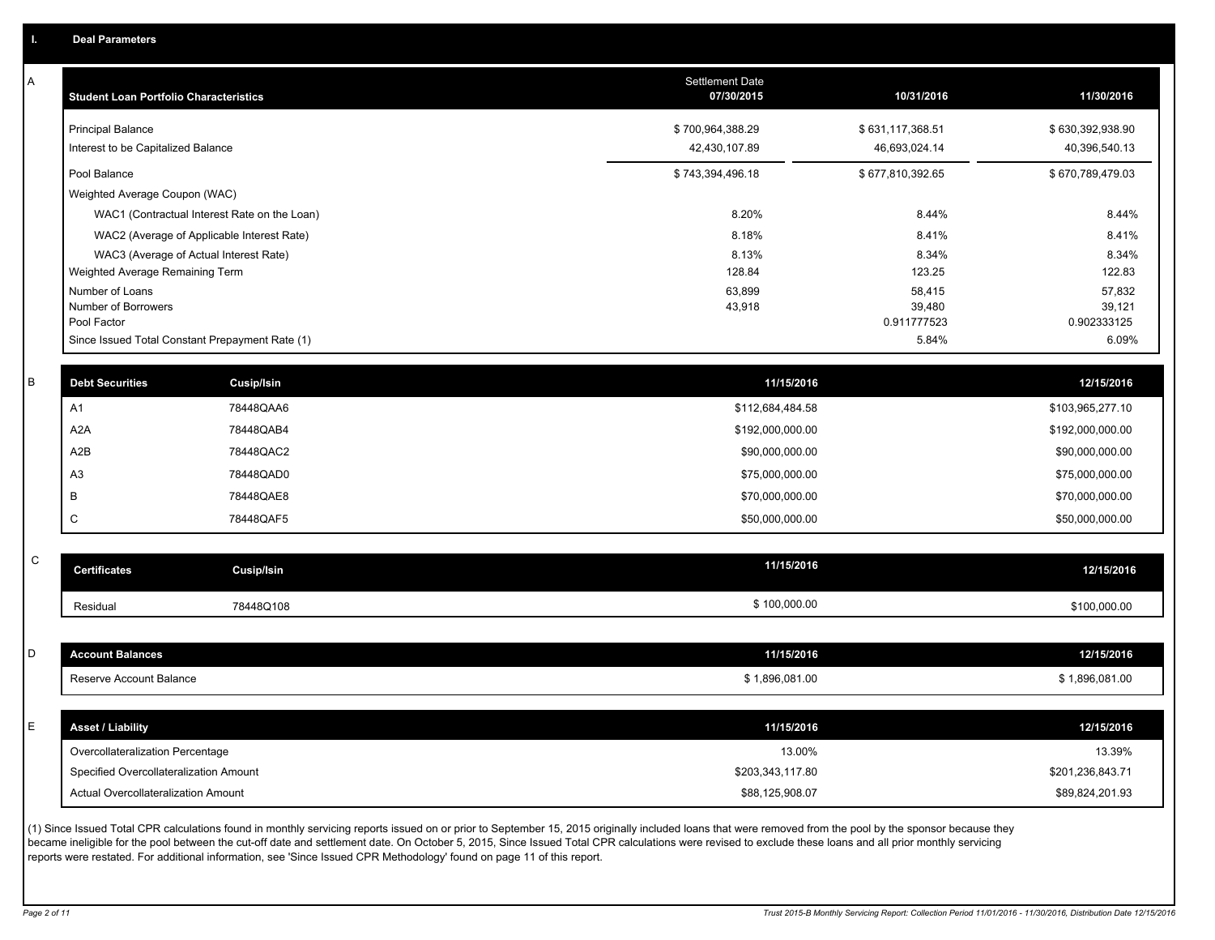## I. Deal Parameters

### A

| Student Loan Portfolio Characteristics | Settlement Date 07/30/2015 | 10/31/2016 | 11/30/2016 |
|---|---|---|---|
| Principal Balance | $ 700,964,388.29 | $ 631,117,368.51 | $ 630,392,938.90 |
| Interest to be Capitalized Balance | 42,430,107.89 | 46,693,024.14 | 40,396,540.13 |
| Pool Balance | $ 743,394,496.18 | $ 677,810,392.65 | $ 670,789,479.03 |
| Weighted Average Coupon (WAC) | | | |
| WAC1 (Contractual Interest Rate on the Loan) | 8.20% | 8.44% | 8.44% |
| WAC2 (Average of Applicable Interest Rate) | 8.18% | 8.41% | 8.41% |
| WAC3 (Average of Actual Interest Rate) | 8.13% | 8.34% | 8.34% |
| Weighted Average Remaining Term | 128.84 | 123.25 | 122.83 |
| Number of Loans | 63,899 | 58,415 | 57,832 |
| Number of Borrowers | 43,918 | 39,480 | 39,121 |
| Pool Factor | | 0.911777523 | 0.902333125 |
| Since Issued Total Constant Prepayment Rate (1) | | 5.84% | 6.09% |

### B

| Debt Securities | Cusip/Isin | 11/15/2016 | 12/15/2016 |
|---|---|---|---|
| A1 | 78448QAA6 | $112,684,484.58 | $103,965,277.10 |
| A2A | 78448QAB4 | $192,000,000.00 | $192,000,000.00 |
| A2B | 78448QAC2 | $90,000,000.00 | $90,000,000.00 |
| A3 | 78448QAD0 | $75,000,000.00 | $75,000,000.00 |
| B | 78448QAE8 | $70,000,000.00 | $70,000,000.00 |
| C | 78448QAF5 | $50,000,000.00 | $50,000,000.00 |

### C

| Certificates | Cusip/Isin | 11/15/2016 | 12/15/2016 |
|---|---|---|---|
| Residual | 78448Q108 | $ 100,000.00 | $100,000.00 |

### D

| Account Balances | 11/15/2016 | 12/15/2016 |
|---|---|---|
| Reserve Account Balance | $ 1,896,081.00 | $ 1,896,081.00 |

### E

| Asset / Liability | 11/15/2016 | 12/15/2016 |
|---|---|---|
| Overcollateralization Percentage | 13.00% | 13.39% |
| Specified Overcollateralization Amount | $203,343,117.80 | $201,236,843.71 |
| Actual Overcollateralization Amount | $88,125,908.07 | $89,824,201.93 |

(1) Since Issued Total CPR calculations found in monthly servicing reports issued on or prior to September 15, 2015 originally included loans that were removed from the pool by the sponsor because they became ineligible for the pool between the cut-off date and settlement date. On October 5, 2015, Since Issued Total CPR calculations were revised to exclude these loans and all prior monthly servicing reports were restated. For additional information, see 'Since Issued CPR Methodology' found on page 11 of this report.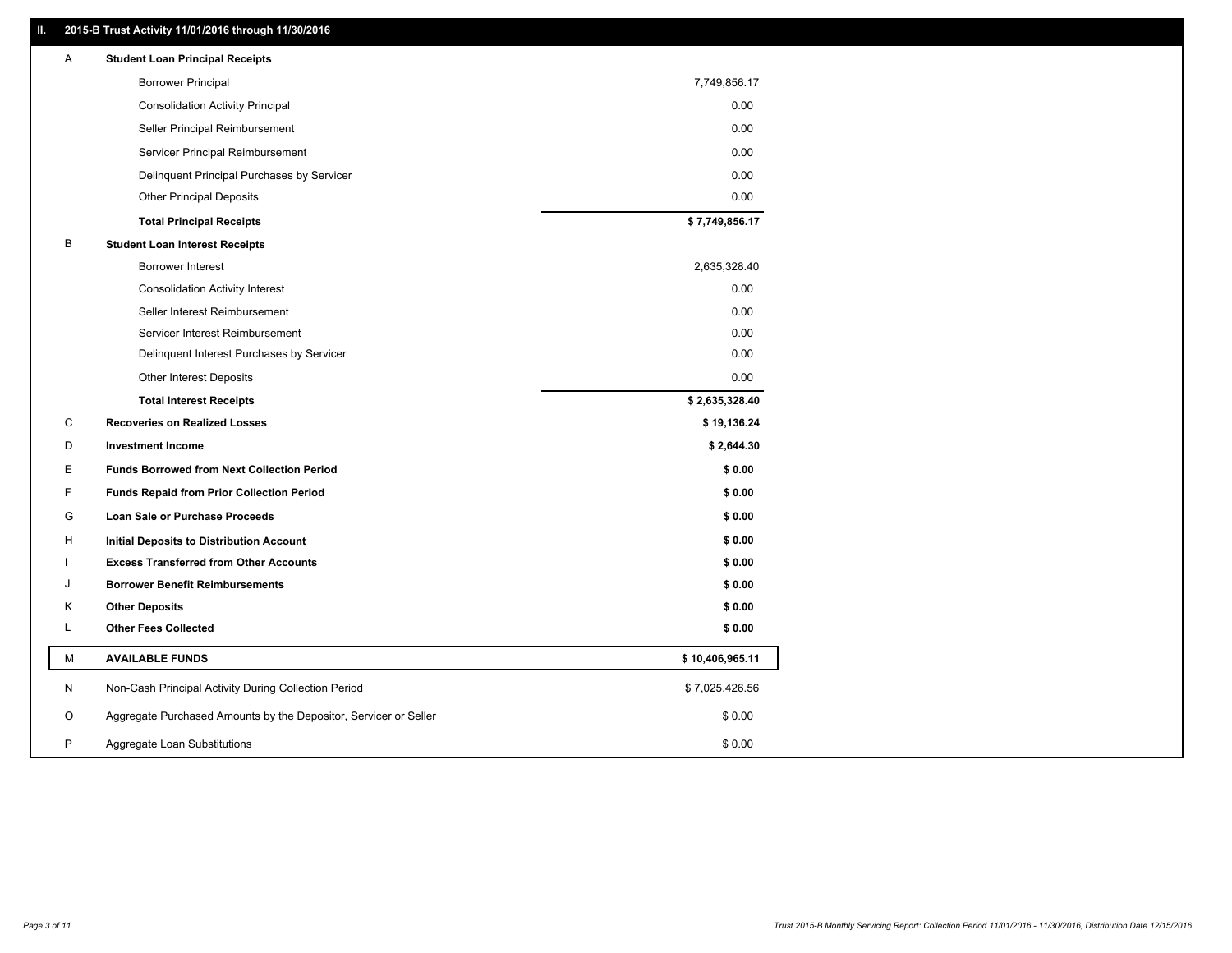## II. 2015-B Trust Activity 11/01/2016 through 11/30/2016

| | | |
|---|---|---|
| A | **Student Loan Principal Receipts** | |
| | Borrower Principal | 7,749,856.17 |
| | Consolidation Activity Principal | 0.00 |
| | Seller Principal Reimbursement | 0.00 |
| | Servicer Principal Reimbursement | 0.00 |
| | Delinquent Principal Purchases by Servicer | 0.00 |
| | Other Principal Deposits | 0.00 |
| | **Total Principal Receipts** | **$ 7,749,856.17** |
| B | **Student Loan Interest Receipts** | |
| | Borrower Interest | 2,635,328.40 |
| | Consolidation Activity Interest | 0.00 |
| | Seller Interest Reimbursement | 0.00 |
| | Servicer Interest Reimbursement | 0.00 |
| | Delinquent Interest Purchases by Servicer | 0.00 |
| | Other Interest Deposits | 0.00 |
| | **Total Interest Receipts** | **$ 2,635,328.40** |
| C | **Recoveries on Realized Losses** | **$ 19,136.24** |
| D | **Investment Income** | **$ 2,644.30** |
| E | **Funds Borrowed from Next Collection Period** | **$ 0.00** |
| F | **Funds Repaid from Prior Collection Period** | **$ 0.00** |
| G | **Loan Sale or Purchase Proceeds** | **$ 0.00** |
| H | **Initial Deposits to Distribution Account** | **$ 0.00** |
| I | **Excess Transferred from Other Accounts** | **$ 0.00** |
| J | **Borrower Benefit Reimbursements** | **$ 0.00** |
| K | **Other Deposits** | **$ 0.00** |
| L | **Other Fees Collected** | **$ 0.00** |
| M | **AVAILABLE FUNDS** | **$ 10,406,965.11** |
| N | Non-Cash Principal Activity During Collection Period | $ 7,025,426.56 |
| O | Aggregate Purchased Amounts by the Depositor, Servicer or Seller | $ 0.00 |
| P | Aggregate Loan Substitutions | $ 0.00 |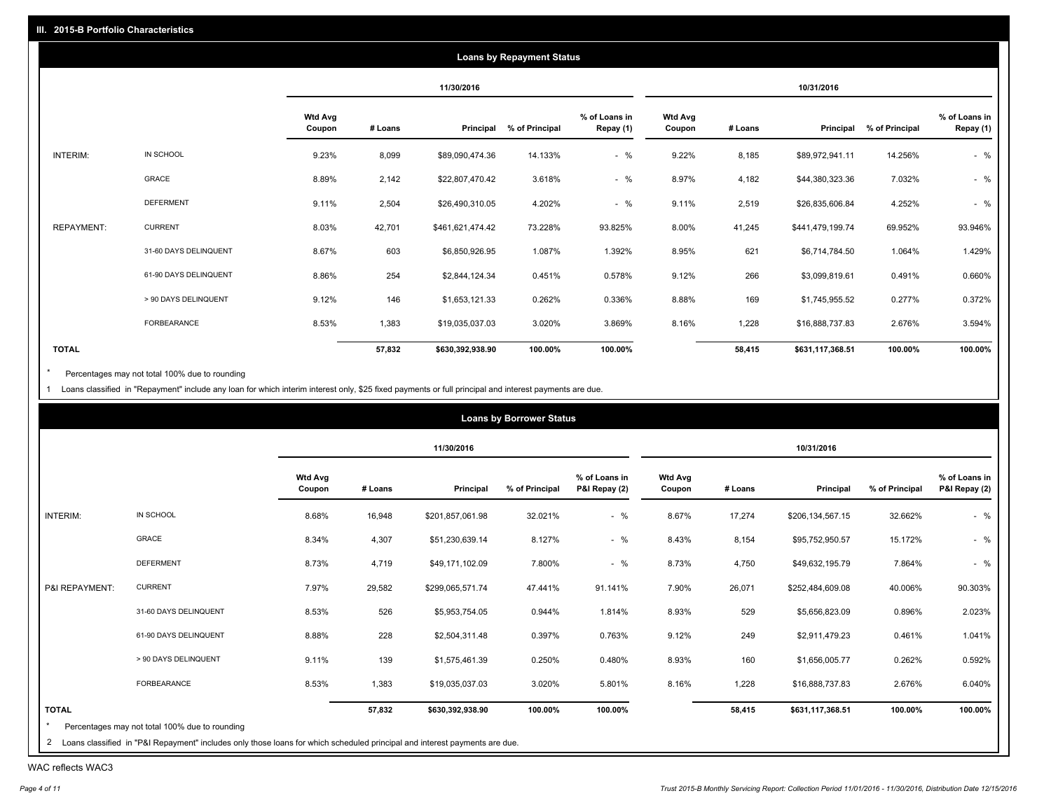## III. 2015-B Portfolio Characteristics

### Loans by Repayment Status

| | | 11/30/2016 | | | | | 10/31/2016 | | | | |
|---|---|---|---|---|---|---|---|---|---|---|---|
| | | Wtd Avg Coupon | # Loans | Principal | % of Principal | % of Loans in Repay (1) | Wtd Avg Coupon | # Loans | Principal | % of Principal | % of Loans in Repay (1) |
| INTERIM: | IN SCHOOL | 9.23% | 8,099 | $89,090,474.36 | 14.133% | - % | 9.22% | 8,185 | $89,972,941.11 | 14.256% | - % |
| | GRACE | 8.89% | 2,142 | $22,807,470.42 | 3.618% | - % | 8.97% | 4,182 | $44,380,323.36 | 7.032% | - % |
| | DEFERMENT | 9.11% | 2,504 | $26,490,310.05 | 4.202% | - % | 9.11% | 2,519 | $26,835,606.84 | 4.252% | - % |
| REPAYMENT: | CURRENT | 8.03% | 42,701 | $461,621,474.42 | 73.228% | 93.825% | 8.00% | 41,245 | $441,479,199.74 | 69.952% | 93.946% |
| | 31-60 DAYS DELINQUENT | 8.67% | 603 | $6,850,926.95 | 1.087% | 1.392% | 8.95% | 621 | $6,714,784.50 | 1.064% | 1.429% |
| | 61-90 DAYS DELINQUENT | 8.86% | 254 | $2,844,124.34 | 0.451% | 0.578% | 9.12% | 266 | $3,099,819.61 | 0.491% | 0.660% |
| | > 90 DAYS DELINQUENT | 9.12% | 146 | $1,653,121.33 | 0.262% | 0.336% | 8.88% | 169 | $1,745,955.52 | 0.277% | 0.372% |
| | FORBEARANCE | 8.53% | 1,383 | $19,035,037.03 | 3.020% | 3.869% | 8.16% | 1,228 | $16,888,737.83 | 2.676% | 3.594% |
| **TOTAL** | | | **57,832** | **$630,392,938.90** | **100.00%** | **100.00%** | | **58,415** | **$631,117,368.51** | **100.00%** | **100.00%** |

* Percentages may not total 100% due to rounding

1 Loans classified in "Repayment" include any loan for which interim interest only, $25 fixed payments or full principal and interest payments are due.

### Loans by Borrower Status

| | | 11/30/2016 | | | | | 10/31/2016 | | | | |
|---|---|---|---|---|---|---|---|---|---|---|---|
| | | Wtd Avg Coupon | # Loans | Principal | % of Principal | % of Loans in P&I Repay (2) | Wtd Avg Coupon | # Loans | Principal | % of Principal | % of Loans in P&I Repay (2) |
| INTERIM: | IN SCHOOL | 8.68% | 16,948 | $201,857,061.98 | 32.021% | - % | 8.67% | 17,274 | $206,134,567.15 | 32.662% | - % |
| | GRACE | 8.34% | 4,307 | $51,230,639.14 | 8.127% | - % | 8.43% | 8,154 | $95,752,950.57 | 15.172% | - % |
| | DEFERMENT | 8.73% | 4,719 | $49,171,102.09 | 7.800% | - % | 8.73% | 4,750 | $49,632,195.79 | 7.864% | - % |
| P&I REPAYMENT: | CURRENT | 7.97% | 29,582 | $299,065,571.74 | 47.441% | 91.141% | 7.90% | 26,071 | $252,484,609.08 | 40.006% | 90.303% |
| | 31-60 DAYS DELINQUENT | 8.53% | 526 | $5,953,754.05 | 0.944% | 1.814% | 8.93% | 529 | $5,656,823.09 | 0.896% | 2.023% |
| | 61-90 DAYS DELINQUENT | 8.88% | 228 | $2,504,311.48 | 0.397% | 0.763% | 9.12% | 249 | $2,911,479.23 | 0.461% | 1.041% |
| | > 90 DAYS DELINQUENT | 9.11% | 139 | $1,575,461.39 | 0.250% | 0.480% | 8.93% | 160 | $1,656,005.77 | 0.262% | 0.592% |
| | FORBEARANCE | 8.53% | 1,383 | $19,035,037.03 | 3.020% | 5.801% | 8.16% | 1,228 | $16,888,737.83 | 2.676% | 6.040% |
| **TOTAL** | | | **57,832** | **$630,392,938.90** | **100.00%** | **100.00%** | | **58,415** | **$631,117,368.51** | **100.00%** | **100.00%** |

* Percentages may not total 100% due to rounding

2 Loans classified in "P&I Repayment" includes only those loans for which scheduled principal and interest payments are due.

WAC reflects WAC3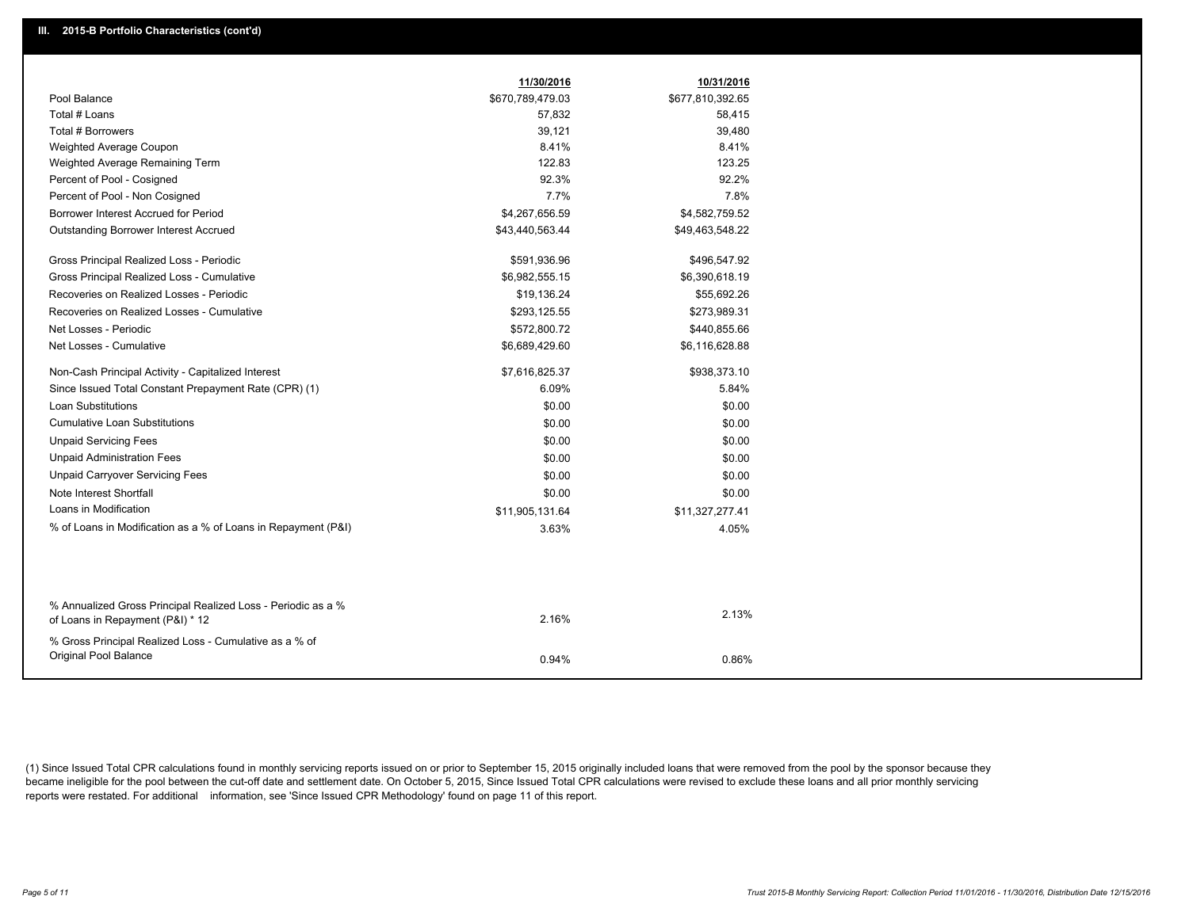## III. 2015-B Portfolio Characteristics (cont'd)

| | 11/30/2016 | 10/31/2016 |
|---|---|---|
| Pool Balance | $670,789,479.03 | $677,810,392.65 |
| Total # Loans | 57,832 | 58,415 |
| Total # Borrowers | 39,121 | 39,480 |
| Weighted Average Coupon | 8.41% | 8.41% |
| Weighted Average Remaining Term | 122.83 | 123.25 |
| Percent of Pool - Cosigned | 92.3% | 92.2% |
| Percent of Pool - Non Cosigned | 7.7% | 7.8% |
| Borrower Interest Accrued for Period | $4,267,656.59 | $4,582,759.52 |
| Outstanding Borrower Interest Accrued | $43,440,563.44 | $49,463,548.22 |
| Gross Principal Realized Loss - Periodic | $591,936.96 | $496,547.92 |
| Gross Principal Realized Loss - Cumulative | $6,982,555.15 | $6,390,618.19 |
| Recoveries on Realized Losses - Periodic | $19,136.24 | $55,692.26 |
| Recoveries on Realized Losses - Cumulative | $293,125.55 | $273,989.31 |
| Net Losses - Periodic | $572,800.72 | $440,855.66 |
| Net Losses - Cumulative | $6,689,429.60 | $6,116,628.88 |
| Non-Cash Principal Activity - Capitalized Interest | $7,616,825.37 | $938,373.10 |
| Since Issued Total Constant Prepayment Rate (CPR) (1) | 6.09% | 5.84% |
| Loan Substitutions | $0.00 | $0.00 |
| Cumulative Loan Substitutions | $0.00 | $0.00 |
| Unpaid Servicing Fees | $0.00 | $0.00 |
| Unpaid Administration Fees | $0.00 | $0.00 |
| Unpaid Carryover Servicing Fees | $0.00 | $0.00 |
| Note Interest Shortfall | $0.00 | $0.00 |
| Loans in Modification | $11,905,131.64 | $11,327,277.41 |
| % of Loans in Modification as a % of Loans in Repayment (P&I) | 3.63% | 4.05% |
| % Annualized Gross Principal Realized Loss - Periodic as a % of Loans in Repayment (P&I) * 12 | 2.16% | 2.13% |
| % Gross Principal Realized Loss - Cumulative as a % of Original Pool Balance | 0.94% | 0.86% |

(1) Since Issued Total CPR calculations found in monthly servicing reports issued on or prior to September 15, 2015 originally included loans that were removed from the pool by the sponsor because they became ineligible for the pool between the cut-off date and settlement date. On October 5, 2015, Since Issued Total CPR calculations were revised to exclude these loans and all prior monthly servicing reports were restated. For additional information, see 'Since Issued CPR Methodology' found on page 11 of this report.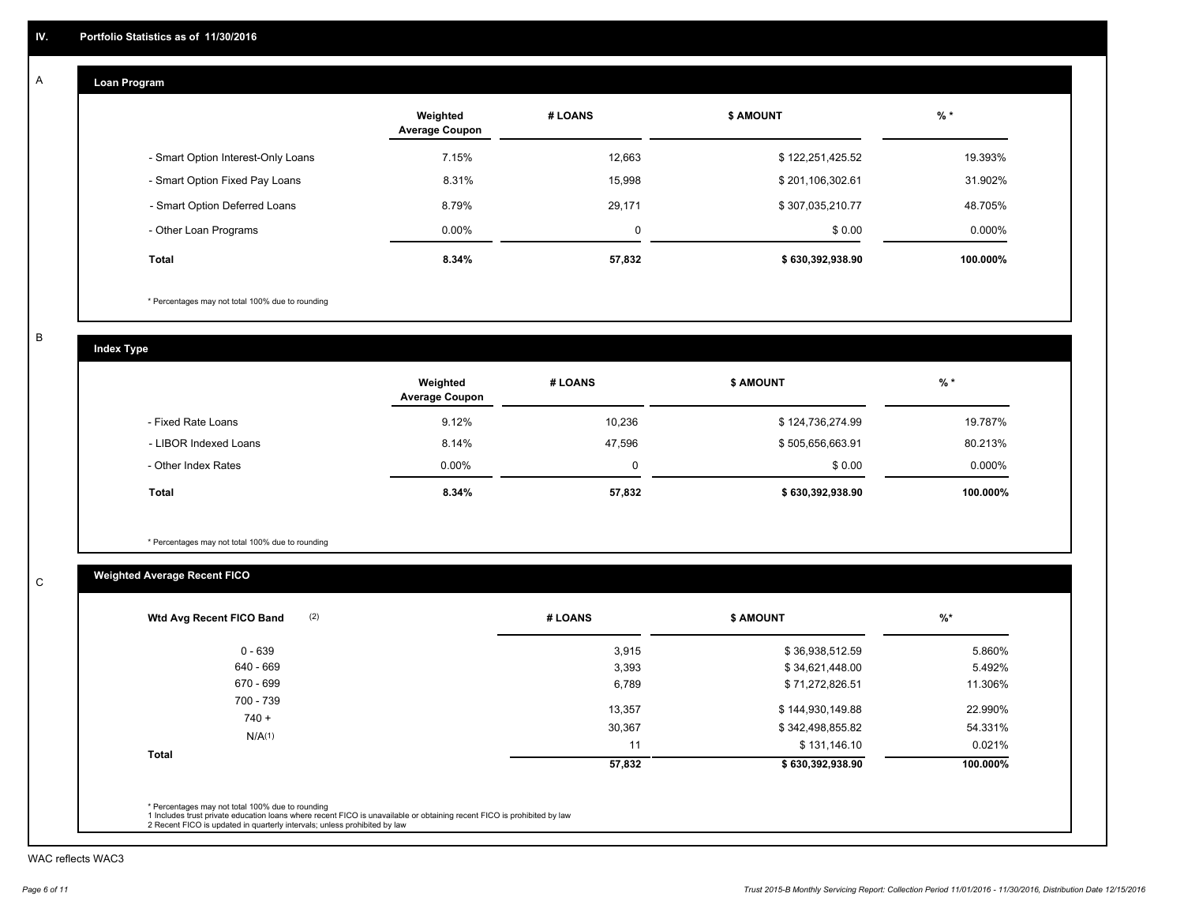## IV. Portfolio Statistics as of 11/30/2016

### A Loan Program

| | Weighted Average Coupon | # LOANS | $ AMOUNT | % * |
|---|---|---|---|---|
| - Smart Option Interest-Only Loans | 7.15% | 12,663 | $ 122,251,425.52 | 19.393% |
| - Smart Option Fixed Pay Loans | 8.31% | 15,998 | $ 201,106,302.61 | 31.902% |
| - Smart Option Deferred Loans | 8.79% | 29,171 | $ 307,035,210.77 | 48.705% |
| - Other Loan Programs | 0.00% | 0 | $ 0.00 | 0.000% |
| **Total** | **8.34%** | **57,832** | **$ 630,392,938.90** | **100.000%** |

* Percentages may not total 100% due to rounding

### B Index Type

| | Weighted Average Coupon | # LOANS | $ AMOUNT | % * |
|---|---|---|---|---|
| - Fixed Rate Loans | 9.12% | 10,236 | $ 124,736,274.99 | 19.787% |
| - LIBOR Indexed Loans | 8.14% | 47,596 | $ 505,656,663.91 | 80.213% |
| - Other Index Rates | 0.00% | 0 | $ 0.00 | 0.000% |
| **Total** | **8.34%** | **57,832** | **$ 630,392,938.90** | **100.000%** |

* Percentages may not total 100% due to rounding

### C Weighted Average Recent FICO

| Wtd Avg Recent FICO Band (2) | # LOANS | $ AMOUNT | %* |
|---|---|---|---|
| 0 - 639 | 3,915 | $ 36,938,512.59 | 5.860% |
| 640 - 669 | 3,393 | $ 34,621,448.00 | 5.492% |
| 670 - 699 | 6,789 | $ 71,272,826.51 | 11.306% |
| 700 - 739 | 13,357 | $ 144,930,149.88 | 22.990% |
| 740 + | 30,367 | $ 342,498,855.82 | 54.331% |
| N/A(1) | 11 | $ 131,146.10 | 0.021% |
| **Total** | **57,832** | **$ 630,392,938.90** | **100.000%** |

* Percentages may not total 100% due to rounding
1 Includes trust private education loans where recent FICO is unavailable or obtaining recent FICO is prohibited by law
2 Recent FICO is updated in quarterly intervals; unless prohibited by law

WAC reflects WAC3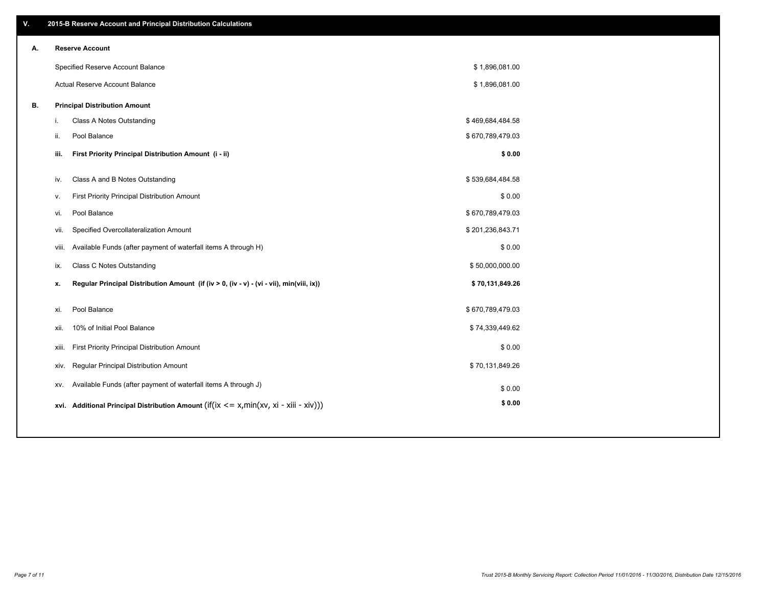## V. 2015-B Reserve Account and Principal Distribution Calculations

### A. Reserve Account

| | |
|---|---|
| Specified Reserve Account Balance | $ 1,896,081.00 |
| Actual Reserve Account Balance | $ 1,896,081.00 |

### B. Principal Distribution Amount

| | | |
|---|---|---|
| i. | Class A Notes Outstanding | $ 469,684,484.58 |
| ii. | Pool Balance | $ 670,789,479.03 |
| **iii.** | **First Priority Principal Distribution Amount (i - ii)** | **$ 0.00** |
| iv. | Class A and B Notes Outstanding | $ 539,684,484.58 |
| v. | First Priority Principal Distribution Amount | $ 0.00 |
| vi. | Pool Balance | $ 670,789,479.03 |
| vii. | Specified Overcollateralization Amount | $ 201,236,843.71 |
| viii. | Available Funds (after payment of waterfall items A through H) | $ 0.00 |
| ix. | Class C Notes Outstanding | $ 50,000,000.00 |
| **x.** | **Regular Principal Distribution Amount (if (iv > 0, (iv - v) - (vi - vii), min(viii, ix))** | **$ 70,131,849.26** |
| xi. | Pool Balance | $ 670,789,479.03 |
| xii. | 10% of Initial Pool Balance | $ 74,339,449.62 |
| xiii. | First Priority Principal Distribution Amount | $ 0.00 |
| xiv. | Regular Principal Distribution Amount | $ 70,131,849.26 |
| xv. | Available Funds (after payment of waterfall items A through J) | $ 0.00 |
| **xvi.** | **Additional Principal Distribution Amount** (if(ix <= x,min(xv, xi - xiii - xiv))) | **$ 0.00** |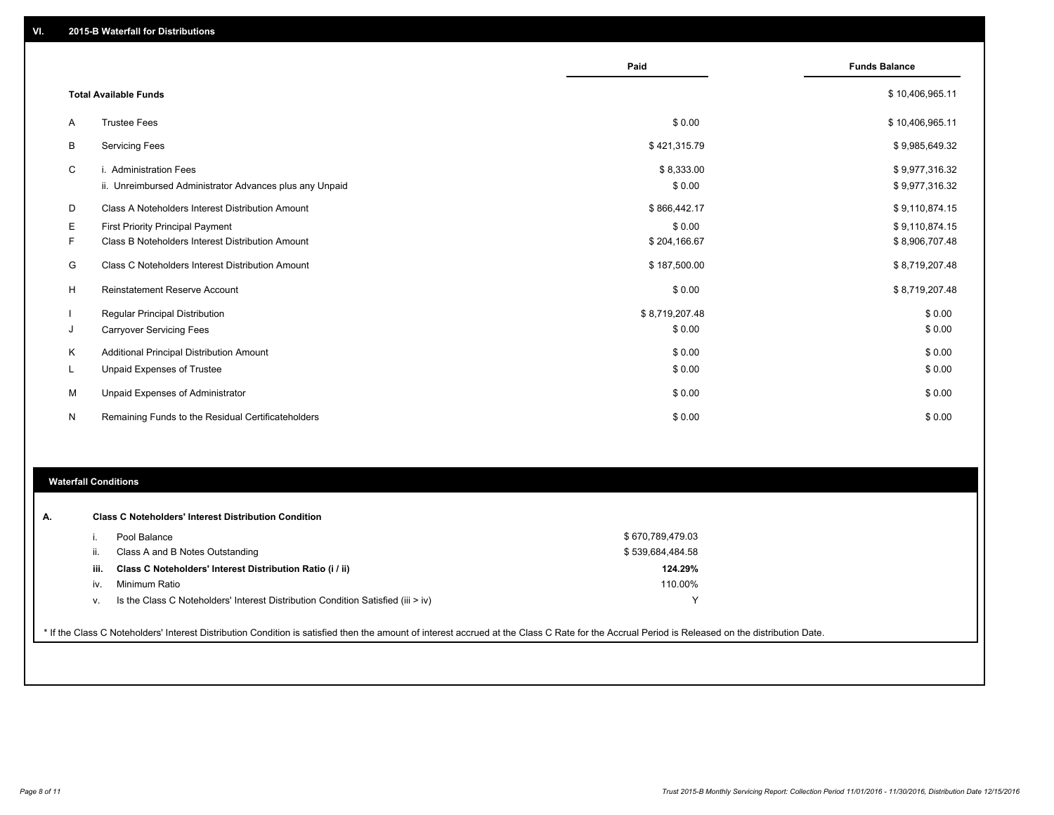## VI. 2015-B Waterfall for Distributions

| | | Paid | Funds Balance |
|---|---|---|---|
| | **Total Available Funds** | | $ 10,406,965.11 |
| A | Trustee Fees | $ 0.00 | $ 10,406,965.11 |
| B | Servicing Fees | $ 421,315.79 | $ 9,985,649.32 |
| C | i. Administration Fees | $ 8,333.00 | $ 9,977,316.32 |
| | ii. Unreimbursed Administrator Advances plus any Unpaid | $ 0.00 | $ 9,977,316.32 |
| D | Class A Noteholders Interest Distribution Amount | $ 866,442.17 | $ 9,110,874.15 |
| E | First Priority Principal Payment | $ 0.00 | $ 9,110,874.15 |
| F | Class B Noteholders Interest Distribution Amount | $ 204,166.67 | $ 8,906,707.48 |
| G | Class C Noteholders Interest Distribution Amount | $ 187,500.00 | $ 8,719,207.48 |
| H | Reinstatement Reserve Account | $ 0.00 | $ 8,719,207.48 |
| I | Regular Principal Distribution | $ 8,719,207.48 | $ 0.00 |
| J | Carryover Servicing Fees | $ 0.00 | $ 0.00 |
| K | Additional Principal Distribution Amount | $ 0.00 | $ 0.00 |
| L | Unpaid Expenses of Trustee | $ 0.00 | $ 0.00 |
| M | Unpaid Expenses of Administrator | $ 0.00 | $ 0.00 |
| N | Remaining Funds to the Residual Certificateholders | $ 0.00 | $ 0.00 |

### Waterfall Conditions

**A. Class C Noteholders' Interest Distribution Condition**

| | | |
|---|---|---|
| i. | Pool Balance | $ 670,789,479.03 |
| ii. | Class A and B Notes Outstanding | $ 539,684,484.58 |
| **iii.** | **Class C Noteholders' Interest Distribution Ratio (i / ii)** | **124.29%** |
| iv. | Minimum Ratio | 110.00% |
| v. | Is the Class C Noteholders' Interest Distribution Condition Satisfied (iii > iv) | Y |

\* If the Class C Noteholders' Interest Distribution Condition is satisfied then the amount of interest accrued at the Class C Rate for the Accrual Period is Released on the distribution Date.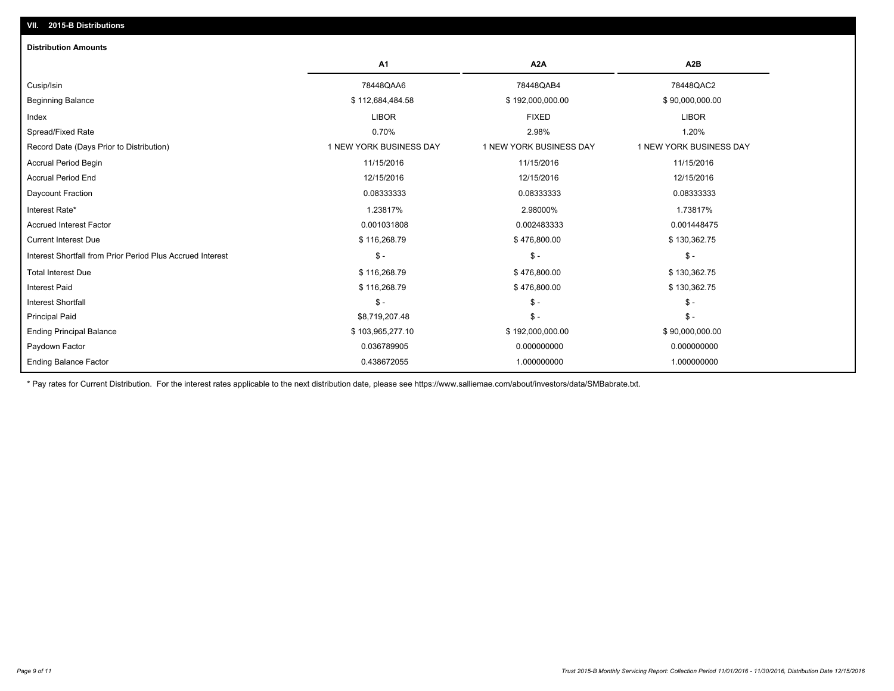## VII. 2015-B Distributions

### Distribution Amounts

| | A1 | A2A | A2B |
|---|---|---|---|
| Cusip/Isin | 78448QAA6 | 78448QAB4 | 78448QAC2 |
| Beginning Balance | $ 112,684,484.58 | $ 192,000,000.00 | $ 90,000,000.00 |
| Index | LIBOR | FIXED | LIBOR |
| Spread/Fixed Rate | 0.70% | 2.98% | 1.20% |
| Record Date (Days Prior to Distribution) | 1 NEW YORK BUSINESS DAY | 1 NEW YORK BUSINESS DAY | 1 NEW YORK BUSINESS DAY |
| Accrual Period Begin | 11/15/2016 | 11/15/2016 | 11/15/2016 |
| Accrual Period End | 12/15/2016 | 12/15/2016 | 12/15/2016 |
| Daycount Fraction | 0.08333333 | 0.08333333 | 0.08333333 |
| Interest Rate* | 1.23817% | 2.98000% | 1.73817% |
| Accrued Interest Factor | 0.001031808 | 0.002483333 | 0.001448475 |
| Current Interest Due | $ 116,268.79 | $ 476,800.00 | $ 130,362.75 |
| Interest Shortfall from Prior Period Plus Accrued Interest | $ - | $ - | $ - |
| Total Interest Due | $ 116,268.79 | $ 476,800.00 | $ 130,362.75 |
| Interest Paid | $ 116,268.79 | $ 476,800.00 | $ 130,362.75 |
| Interest Shortfall | $ - | $ - | $ - |
| Principal Paid | $8,719,207.48 | $ - | $ - |
| Ending Principal Balance | $ 103,965,277.10 | $ 192,000,000.00 | $ 90,000,000.00 |
| Paydown Factor | 0.036789905 | 0.000000000 | 0.000000000 |
| Ending Balance Factor | 0.438672055 | 1.000000000 | 1.000000000 |

* Pay rates for Current Distribution. For the interest rates applicable to the next distribution date, please see https://www.salliemae.com/about/investors/data/SMBabrate.txt.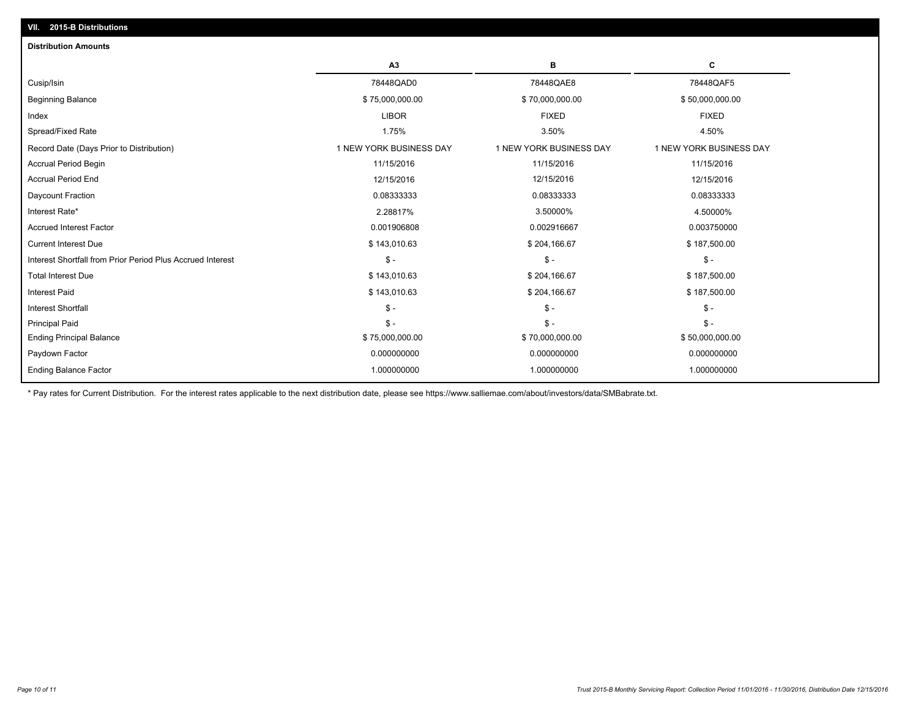## VII. 2015-B Distributions

### Distribution Amounts

| | A3 | B | C |
|---|---|---|---|
| Cusip/Isin | 78448QAD0 | 78448QAE8 | 78448QAF5 |
| Beginning Balance | $ 75,000,000.00 | $ 70,000,000.00 | $ 50,000,000.00 |
| Index | LIBOR | FIXED | FIXED |
| Spread/Fixed Rate | 1.75% | 3.50% | 4.50% |
| Record Date (Days Prior to Distribution) | 1 NEW YORK BUSINESS DAY | 1 NEW YORK BUSINESS DAY | 1 NEW YORK BUSINESS DAY |
| Accrual Period Begin | 11/15/2016 | 11/15/2016 | 11/15/2016 |
| Accrual Period End | 12/15/2016 | 12/15/2016 | 12/15/2016 |
| Daycount Fraction | 0.08333333 | 0.08333333 | 0.08333333 |
| Interest Rate* | 2.28817% | 3.50000% | 4.50000% |
| Accrued Interest Factor | 0.001906808 | 0.002916667 | 0.003750000 |
| Current Interest Due | $ 143,010.63 | $ 204,166.67 | $ 187,500.00 |
| Interest Shortfall from Prior Period Plus Accrued Interest | $ - | $ - | $ - |
| Total Interest Due | $ 143,010.63 | $ 204,166.67 | $ 187,500.00 |
| Interest Paid | $ 143,010.63 | $ 204,166.67 | $ 187,500.00 |
| Interest Shortfall | $ - | $ - | $ - |
| Principal Paid | $ - | $ - | $ - |
| Ending Principal Balance | $ 75,000,000.00 | $ 70,000,000.00 | $ 50,000,000.00 |
| Paydown Factor | 0.000000000 | 0.000000000 | 0.000000000 |
| Ending Balance Factor | 1.000000000 | 1.000000000 | 1.000000000 |

* Pay rates for Current Distribution. For the interest rates applicable to the next distribution date, please see https://www.salliemae.com/about/investors/data/SMBabrate.txt.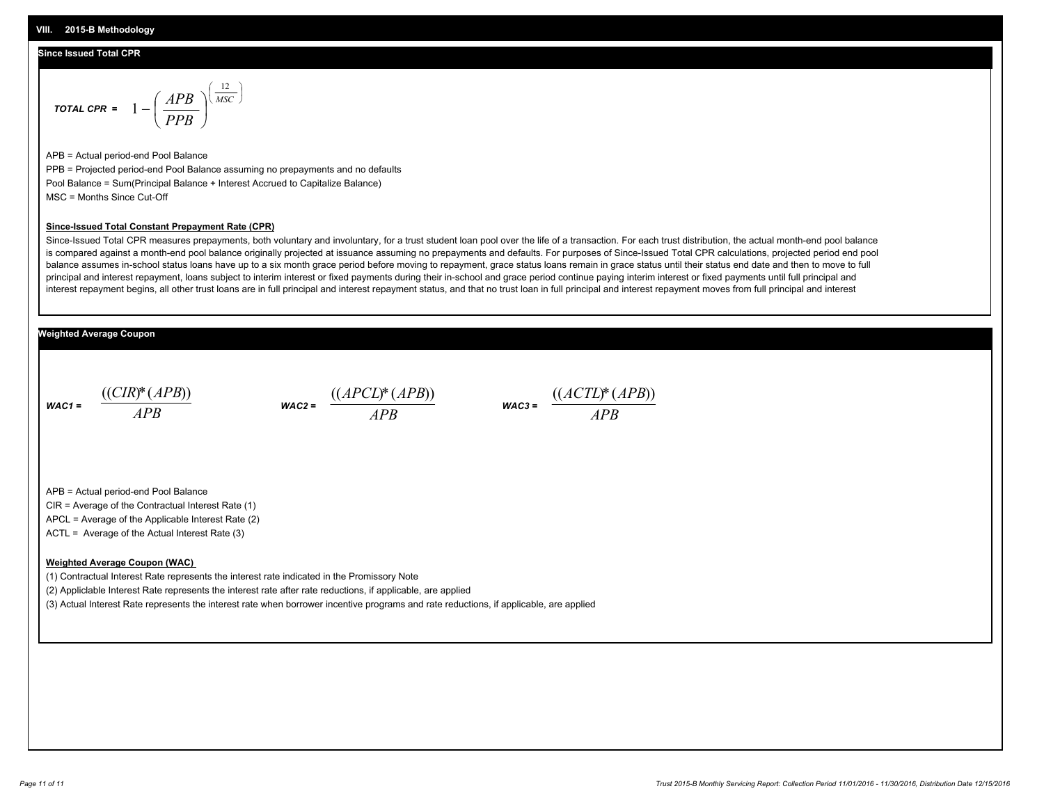## VIII. 2015-B Methodology

### Since Issued Total CPR

$$\textit{TOTAL CPR} = 1 - \left( \frac{APB}{PPB} \right)^{\left( \frac{12}{MSC} \right)}$$

APB = Actual period-end Pool Balance

PPB = Projected period-end Pool Balance assuming no prepayments and no defaults

Pool Balance = Sum(Principal Balance + Interest Accrued to Capitalize Balance)

MSC = Months Since Cut-Off

**Since-Issued Total Constant Prepayment Rate (CPR)**

Since-Issued Total CPR measures prepayments, both voluntary and involuntary, for a trust student loan pool over the life of a transaction. For each trust distribution, the actual month-end pool balance is compared against a month-end pool balance originally projected at issuance assuming no prepayments and defaults. For purposes of Since-Issued Total CPR calculations, projected period end pool balance assumes in-school status loans have up to a six month grace period before moving to repayment, grace status loans remain in grace status until their status end date and then to move to full principal and interest repayment, loans subject to interim interest or fixed payments during their in-school and grace period continue paying interim interest or fixed payments until full principal and interest repayment begins, all other trust loans are in full principal and interest repayment status, and that no trust loan in full principal and interest repayment moves from full principal and interest

### Weighted Average Coupon

$$\textit{WAC1} = \frac{((CIR)*(APB))}{APB} \qquad \textit{WAC2} = \frac{((APCL)*(APB))}{APB} \qquad \textit{WAC3} = \frac{((ACTL)*(APB))}{APB}$$

APB = Actual period-end Pool Balance

CIR = Average of the Contractual Interest Rate (1)

APCL = Average of the Applicable Interest Rate (2)

ACTL = Average of the Actual Interest Rate (3)

**Weighted Average Coupon (WAC)**

(1) Contractual Interest Rate represents the interest rate indicated in the Promissory Note

(2) Appliclable Interest Rate represents the interest rate after rate reductions, if applicable, are applied

(3) Actual Interest Rate represents the interest rate when borrower incentive programs and rate reductions, if applicable, are applied